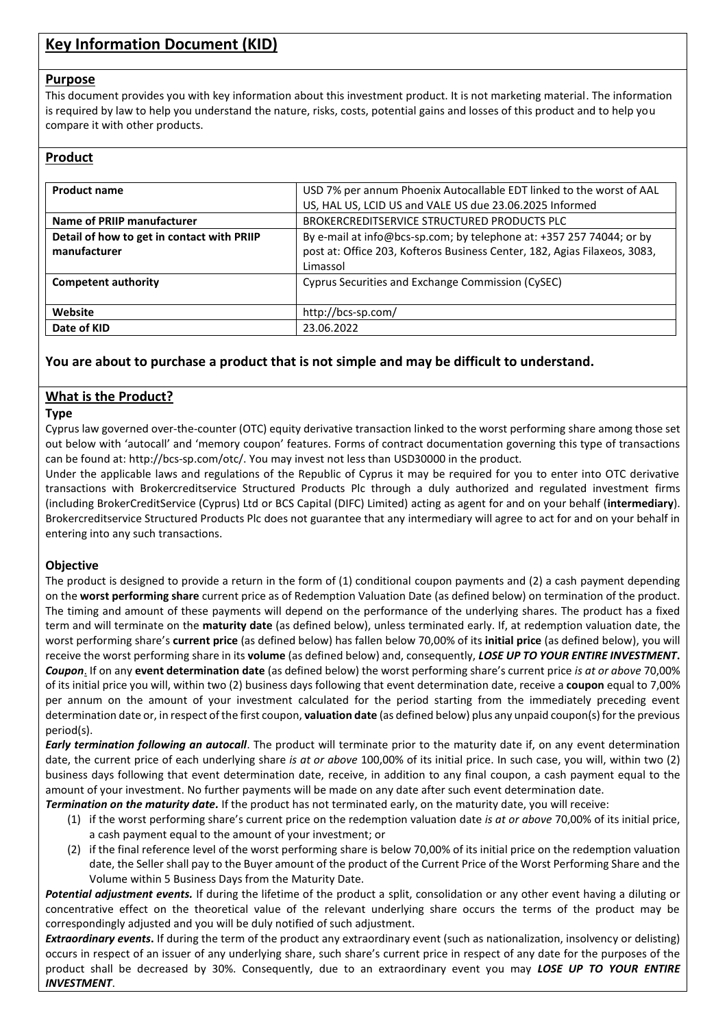# Key Information Document (KID)

## Purpose

This document provides you with key information about this investment product. It is not marketing material. The information is required by law to help you understand the nature, risks, costs, potential gains and losses of this product and to help you compare it with other products.

## Product

| | |
|---|---|
| **Product name** | USD 7% per annum Phoenix Autocallable EDT linked to the worst of AAL US, HAL US, LCID US and VALE US due 23.06.2025 Informed |
| **Name of PRIIP manufacturer** | BROKERCREDITSERVICE STRUCTURED PRODUCTS PLC |
| **Detail of how to get in contact with PRIIP manufacturer** | By e-mail at info@bcs-sp.com; by telephone at: +357 257 74044; or by post at: Office 203, Kofteros Business Center, 182, Agias Filaxeos, 3083, Limassol |
| **Competent authority** | Cyprus Securities and Exchange Commission (CySEC) |
| **Website** | http://bcs-sp.com/ |
| **Date of KID** | 23.06.2022 |

### You are about to purchase a product that is not simple and may be difficult to understand.

## What is the Product?

**Type**

Cyprus law governed over-the-counter (OTC) equity derivative transaction linked to the worst performing share among those set out below with 'autocall' and 'memory coupon' features. Forms of contract documentation governing this type of transactions can be found at: http://bcs-sp.com/otc/. You may invest not less than USD30000 in the product.

Under the applicable laws and regulations of the Republic of Cyprus it may be required for you to enter into OTC derivative transactions with Brokercreditservice Structured Products Plc through a duly authorized and regulated investment firms (including BrokerCreditService (Cyprus) Ltd or BCS Capital (DIFC) Limited) acting as agent for and on your behalf (**intermediary**). Brokercreditservice Structured Products Plc does not guarantee that any intermediary will agree to act for and on your behalf in entering into any such transactions.

**Objective**

The product is designed to provide a return in the form of (1) conditional coupon payments and (2) a cash payment depending on the **worst performing share** current price as of Redemption Valuation Date (as defined below) on termination of the product. The timing and amount of these payments will depend on the performance of the underlying shares. The product has a fixed term and will terminate on the **maturity date** (as defined below), unless terminated early. If, at redemption valuation date, the worst performing share's **current price** (as defined below) has fallen below 70,00% of its **initial price** (as defined below), you will receive the worst performing share in its **volume** (as defined below) and, consequently, ***LOSE UP TO YOUR ENTIRE INVESTMENT***.

***Coupon***. If on any **event determination date** (as defined below) the worst performing share's current price *is at or above* 70,00% of its initial price you will, within two (2) business days following that event determination date, receive a **coupon** equal to 7,00% per annum on the amount of your investment calculated for the period starting from the immediately preceding event determination date or, in respect of the first coupon, **valuation date** (as defined below) plus any unpaid coupon(s) for the previous period(s).

***Early termination following an autocall***. The product will terminate prior to the maturity date if, on any event determination date, the current price of each underlying share *is at or above* 100,00% of its initial price. In such case, you will, within two (2) business days following that event determination date, receive, in addition to any final coupon, a cash payment equal to the amount of your investment. No further payments will be made on any date after such event determination date.

***Termination on the maturity date.*** If the product has not terminated early, on the maturity date, you will receive:

1. if the worst performing share's current price on the redemption valuation date *is at or above* 70,00% of its initial price, a cash payment equal to the amount of your investment; or
2. if the final reference level of the worst performing share is below 70,00% of its initial price on the redemption valuation date, the Seller shall pay to the Buyer amount of the product of the Current Price of the Worst Performing Share and the Volume within 5 Business Days from the Maturity Date.

***Potential adjustment events.*** If during the lifetime of the product a split, consolidation or any other event having a diluting or concentrative effect on the theoretical value of the relevant underlying share occurs the terms of the product may be correspondingly adjusted and you will be duly notified of such adjustment.

***Extraordinary events***. If during the term of the product any extraordinary event (such as nationalization, insolvency or delisting) occurs in respect of an issuer of any underlying share, such share's current price in respect of any date for the purposes of the product shall be decreased by 30%. Consequently, due to an extraordinary event you may ***LOSE UP TO YOUR ENTIRE INVESTMENT***.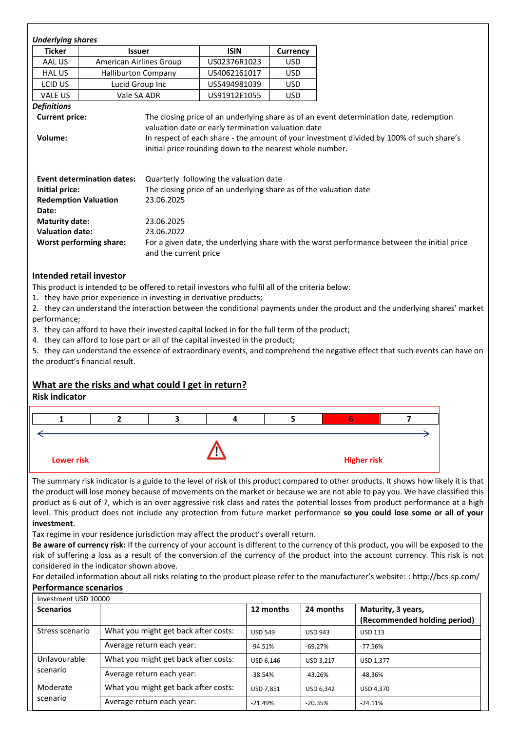***Underlying shares***

| Ticker | Issuer | ISIN | Currency |
|---|---|---|---|
| AAL US | American Airlines Group | US02376R1023 | USD |
| HAL US | Halliburton Company | US4062161017 | USD |
| LCID US | Lucid Group Inc | US5494981039 | USD |
| VALE US | Vale SA ADR | US91912E1055 | USD |

***Definitions***

| | |
|---|---|
| **Current price:** | The closing price of an underlying share as of an event determination date, redemption valuation date or early termination valuation date |
| **Volume:** | In respect of each share - the amount of your investment divided by 100% of such share's initial price rounding down to the nearest whole number. |
| **Event determination dates:** | Quarterly following the valuation date |
| **Initial price:** | The closing price of an underlying share as of the valuation date |
| **Redemption Valuation Date:** | 23.06.2025 |
| **Maturity date:** | 23.06.2025 |
| **Valuation date:** | 23.06.2022 |
| **Worst performing share:** | For a given date, the underlying share with the worst performance between the initial price and the current price |

### Intended retail investor

This product is intended to be offered to retail investors who fulfil all of the criteria below:

1. they have prior experience in investing in derivative products;
2. they can understand the interaction between the conditional payments under the product and the underlying shares' market performance;
3. they can afford to have their invested capital locked in for the full term of the product;
4. they can afford to lose part or all of the capital invested in the product;
5. they can understand the essence of extraordinary events, and comprehend the negative effect that such events can have on the product's financial result.

## What are the risks and what could I get in return?

### Risk indicator

| 1 | 2 | 3 | 4 | 5 | **6** | 7 |
|---|---|---|---|---|---|---|

Lower risk ← → Higher risk

The summary risk indicator is a guide to the level of risk of this product compared to other products. It shows how likely it is that the product will lose money because of movements on the market or because we are not able to pay you. We have classified this product as 6 out of 7, which is an over aggressive risk class and rates the potential losses from product performance at a high level. This product does not include any protection from future market performance **so you could lose some or all of your investment**.

Tax regime in your residence jurisdiction may affect the product's overall return.

**Be aware of currency risk:** If the currency of your account is different to the currency of this product, you will be exposed to the risk of suffering a loss as a result of the conversion of the currency of the product into the account currency. This risk is not considered in the indicator shown above.

For detailed information about all risks relating to the product please refer to the manufacturer's website: : http://bcs-sp.com/

### Performance scenarios

| Investment USD 10000 | | | | |
|---|---|---|---|---|
| **Scenarios** | | **12 months** | **24 months** | **Maturity, 3 years, (Recommended holding period)** |
| Stress scenario | What you might get back after costs: | USD 549 | USD 943 | USD 113 |
| | Average return each year: | -94.51% | -69.27% | -77.56% |
| Unfavourable scenario | What you might get back after costs: | USD 6,146 | USD 3,217 | USD 1,377 |
| | Average return each year: | -38.54% | -43.26% | -48.36% |
| Moderate scenario | What you might get back after costs: | USD 7,851 | USD 6,342 | USD 4,370 |
| | Average return each year: | -21.49% | -20.35% | -24.11% |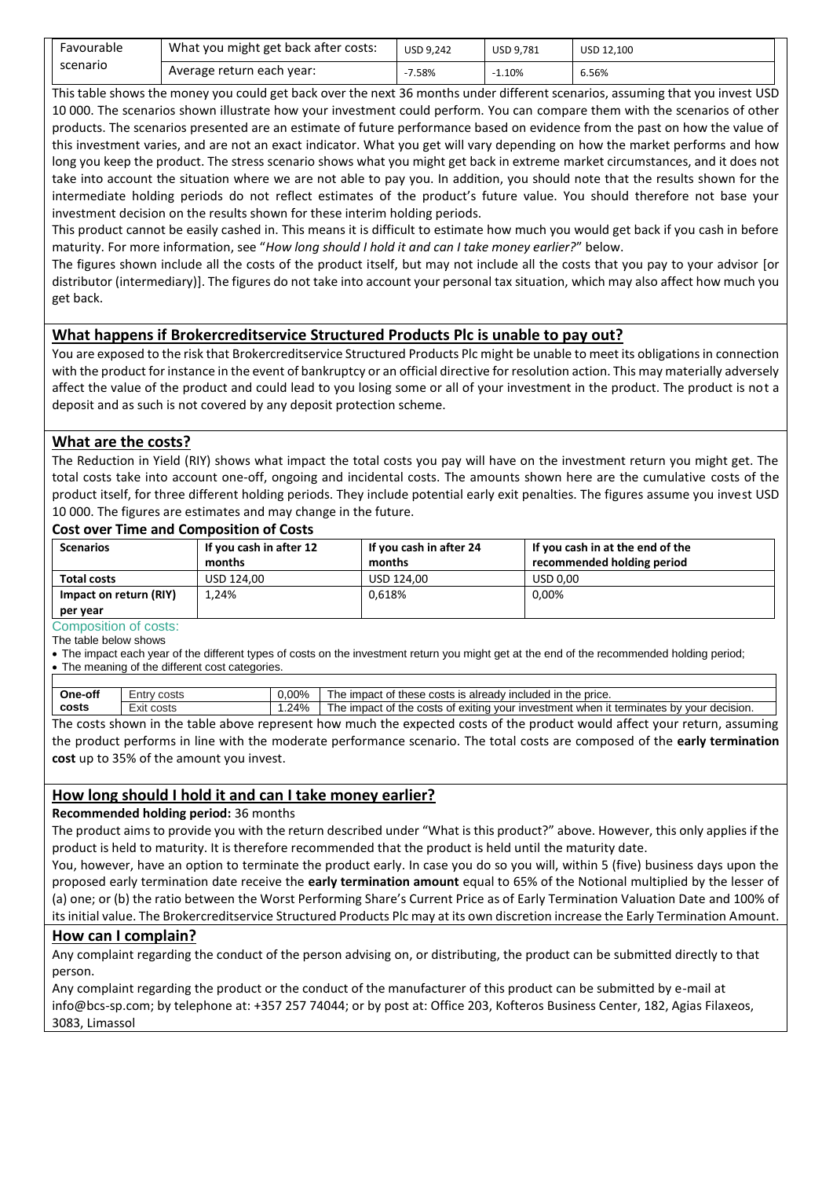| | | | | |
|---|---|---|---|---|
| Favourable scenario | What you might get back after costs: | USD 9,242 | USD 9,781 | USD 12,100 |
| | Average return each year: | -7.58% | -1.10% | 6.56% |

This table shows the money you could get back over the next 36 months under different scenarios, assuming that you invest USD 10 000. The scenarios shown illustrate how your investment could perform. You can compare them with the scenarios of other products. The scenarios presented are an estimate of future performance based on evidence from the past on how the value of this investment varies, and are not an exact indicator. What you get will vary depending on how the market performs and how long you keep the product. The stress scenario shows what you might get back in extreme market circumstances, and it does not take into account the situation where we are not able to pay you. In addition, you should note that the results shown for the intermediate holding periods do not reflect estimates of the product's future value. You should therefore not base your investment decision on the results shown for these interim holding periods.

This product cannot be easily cashed in. This means it is difficult to estimate how much you would get back if you cash in before maturity. For more information, see "*How long should I hold it and can I take money earlier?*" below.

The figures shown include all the costs of the product itself, but may not include all the costs that you pay to your advisor [or distributor (intermediary)]. The figures do not take into account your personal tax situation, which may also affect how much you get back.

## What happens if Brokercreditservice Structured Products Plc is unable to pay out?

You are exposed to the risk that Brokercreditservice Structured Products Plc might be unable to meet its obligations in connection with the product for instance in the event of bankruptcy or an official directive for resolution action. This may materially adversely affect the value of the product and could lead to you losing some or all of your investment in the product. The product is not a deposit and as such is not covered by any deposit protection scheme.

## What are the costs?

The Reduction in Yield (RIY) shows what impact the total costs you pay will have on the investment return you might get. The total costs take into account one-off, ongoing and incidental costs. The amounts shown here are the cumulative costs of the product itself, for three different holding periods. They include potential early exit penalties. The figures assume you invest USD 10 000. The figures are estimates and may change in the future.

**Cost over Time and Composition of Costs**

| Scenarios | If you cash in after 12 months | If you cash in after 24 months | If you cash in at the end of the recommended holding period |
|---|---|---|---|
| **Total costs** | USD 124,00 | USD 124,00 | USD 0,00 |
| **Impact on return (RIY) per year** | 1,24% | 0,618% | 0,00% |

Composition of costs:

The table below shows

- The impact each year of the different types of costs on the investment return you might get at the end of the recommended holding period;
- The meaning of the different cost categories.

| | | | |
|---|---|---|---|
| **One-off costs** | Entry costs | 0,00% | The impact of these costs is already included in the price. |
| | Exit costs | 1.24% | The impact of the costs of exiting your investment when it terminates by your decision. |

The costs shown in the table above represent how much the expected costs of the product would affect your return, assuming the product performs in line with the moderate performance scenario. The total costs are composed of the **early termination cost** up to 35% of the amount you invest.

## How long should I hold it and can I take money earlier?

**Recommended holding period:** 36 months

The product aims to provide you with the return described under "What is this product?" above. However, this only applies if the product is held to maturity. It is therefore recommended that the product is held until the maturity date.

You, however, have an option to terminate the product early. In case you do so you will, within 5 (five) business days upon the proposed early termination date receive the **early termination amount** equal to 65% of the Notional multiplied by the lesser of (a) one; or (b) the ratio between the Worst Performing Share's Current Price as of Early Termination Valuation Date and 100% of its initial value. The Brokercreditservice Structured Products Plc may at its own discretion increase the Early Termination Amount.

## How can I complain?

Any complaint regarding the conduct of the person advising on, or distributing, the product can be submitted directly to that person.

Any complaint regarding the product or the conduct of the manufacturer of this product can be submitted by e-mail at info@bcs-sp.com; by telephone at: +357 257 74044; or by post at: Office 203, Kofteros Business Center, 182, Agias Filaxeos, 3083, Limassol